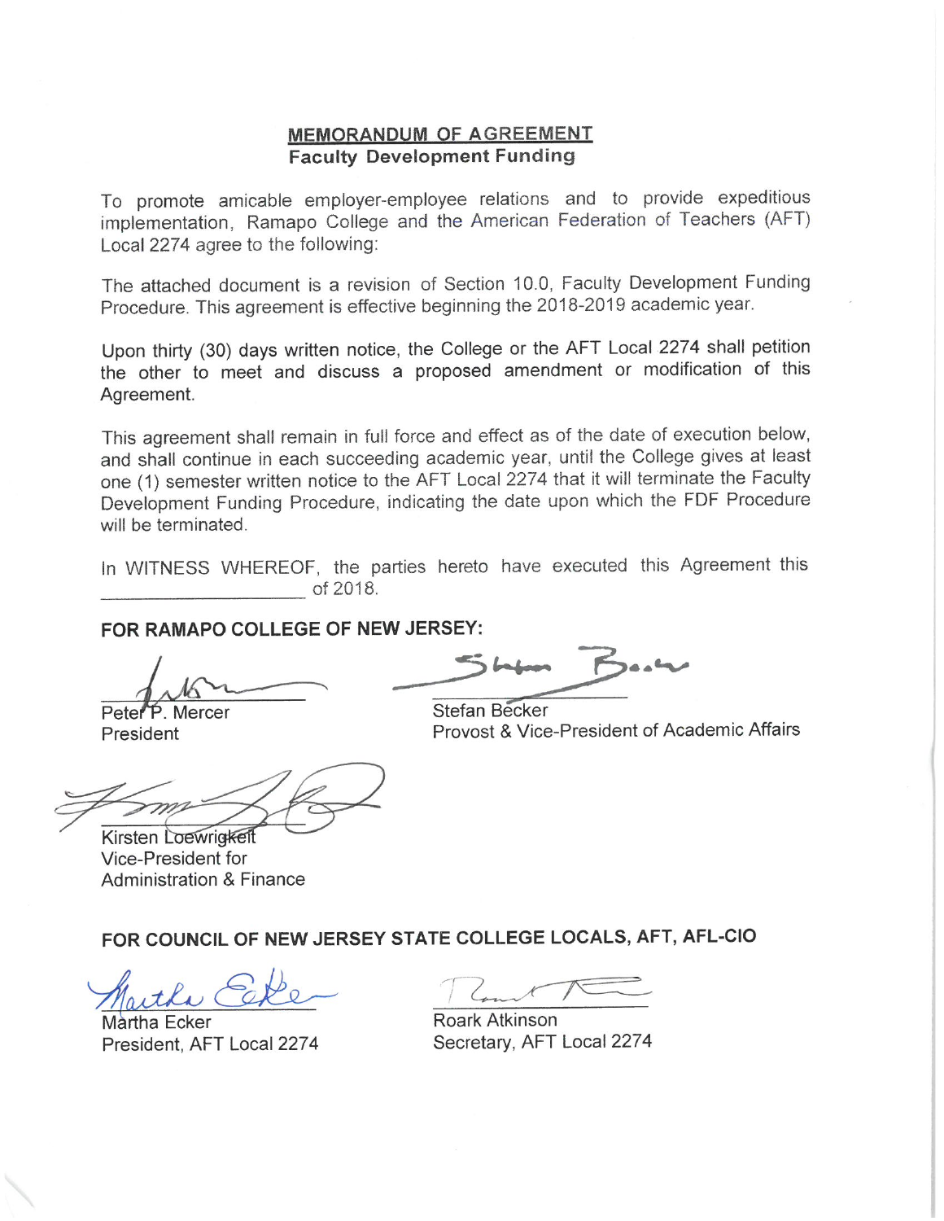# MEMORANDUM OF AGREEMENT
## Faculty Development Funding

To promote amicable employer-employee relations and to provide expeditious implementation, Ramapo College and the American Federation of Teachers (AFT) Local 2274 agree to the following:

The attached document is a revision of Section 10.0, Faculty Development Funding Procedure. This agreement is effective beginning the 2018-2019 academic year.

Upon thirty (30) days written notice, the College or the AFT Local 2274 shall petition the other to meet and discuss a proposed amendment or modification of this Agreement.

This agreement shall remain in full force and effect as of the date of execution below, and shall continue in each succeeding academic year, until the College gives at least one (1) semester written notice to the AFT Local 2274 that it will terminate the Faculty Development Funding Procedure, indicating the date upon which the FDF Procedure will be terminated.

In WITNESS WHEREOF, the parties hereto have executed this Agreement this \_\_\_\_\_\_\_\_\_\_\_\_\_\_\_\_\_\_\_\_ of 2018.

**FOR RAMAPO COLLEGE OF NEW JERSEY:**

Peter P. Mercer
President

Stefan Becker
Provost & Vice-President of Academic Affairs

Kirsten Loewrigkeit
Vice-President for
Administration & Finance

**FOR COUNCIL OF NEW JERSEY STATE COLLEGE LOCALS, AFT, AFL-CIO**

Martha Ecker
President, AFT Local 2274

Roark Atkinson
Secretary, AFT Local 2274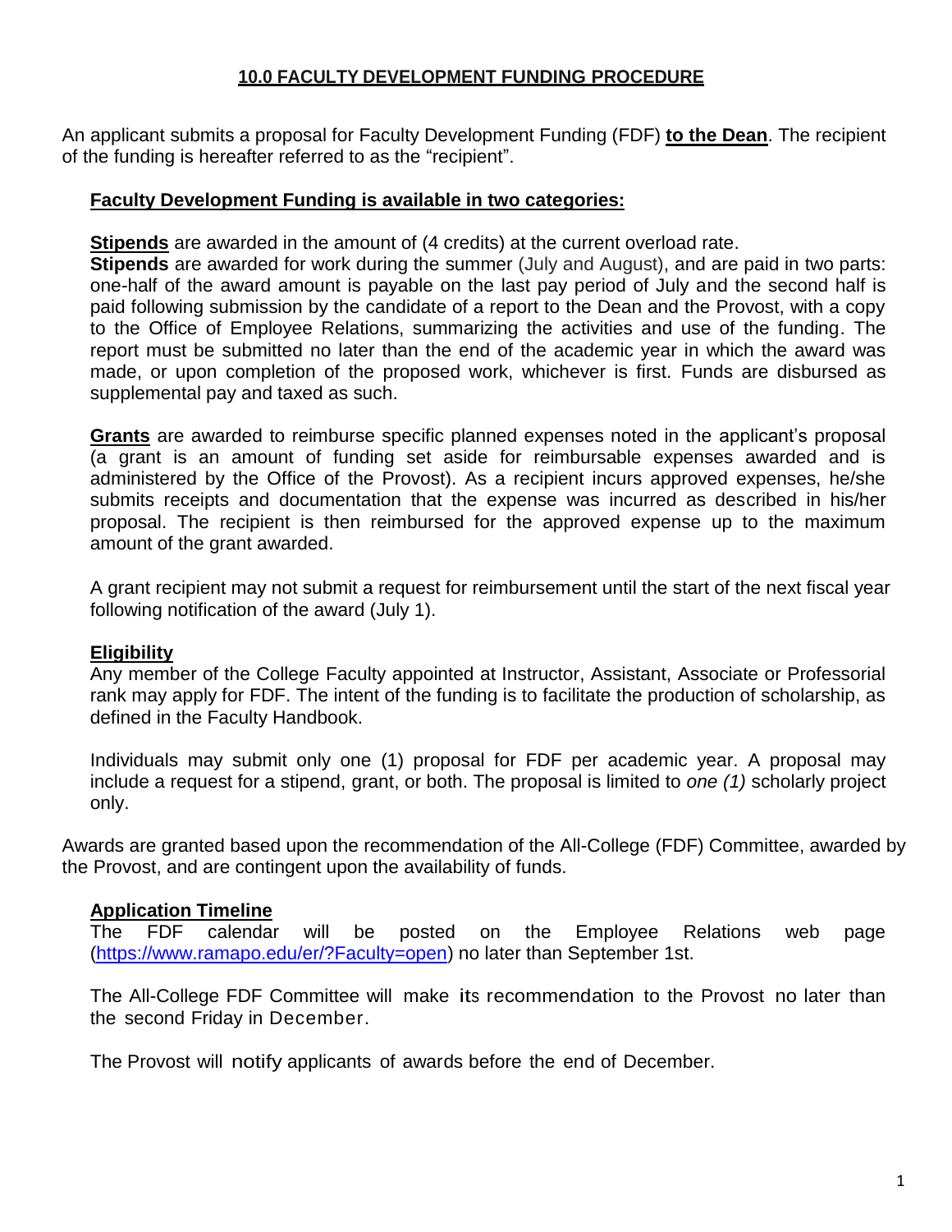## 10.0 FACULTY DEVELOPMENT FUNDING PROCEDURE

An applicant submits a proposal for Faculty Development Funding (FDF) **to the Dean**. The recipient of the funding is hereafter referred to as the "recipient".

**Faculty Development Funding is available in two categories:**

**Stipends** are awarded in the amount of (4 credits) at the current overload rate.
**Stipends** are awarded for work during the summer (July and August), and are paid in two parts: one-half of the award amount is payable on the last pay period of July and the second half is paid following submission by the candidate of a report to the Dean and the Provost, with a copy to the Office of Employee Relations, summarizing the activities and use of the funding. The report must be submitted no later than the end of the academic year in which the award was made, or upon completion of the proposed work, whichever is first. Funds are disbursed as supplemental pay and taxed as such.

**Grants** are awarded to reimburse specific planned expenses noted in the applicant's proposal (a grant is an amount of funding set aside for reimbursable expenses awarded and is administered by the Office of the Provost). As a recipient incurs approved expenses, he/she submits receipts and documentation that the expense was incurred as described in his/her proposal. The recipient is then reimbursed for the approved expense up to the maximum amount of the grant awarded.

A grant recipient may not submit a request for reimbursement until the start of the next fiscal year following notification of the award (July 1).

**Eligibility**
Any member of the College Faculty appointed at Instructor, Assistant, Associate or Professorial rank may apply for FDF. The intent of the funding is to facilitate the production of scholarship, as defined in the Faculty Handbook.

Individuals may submit only one (1) proposal for FDF per academic year. A proposal may include a request for a stipend, grant, or both. The proposal is limited to *one (1)* scholarly project only.

Awards are granted based upon the recommendation of the All-College (FDF) Committee, awarded by the Provost, and are contingent upon the availability of funds.

**Application Timeline**
The FDF calendar will be posted on the Employee Relations web page ([https://www.ramapo.edu/er/?Faculty=open](https://www.ramapo.edu/er/?Faculty=open)) no later than September 1st.

The All-College FDF Committee will make its recommendation to the Provost no later than the second Friday in December.

The Provost will notify applicants of awards before the end of December.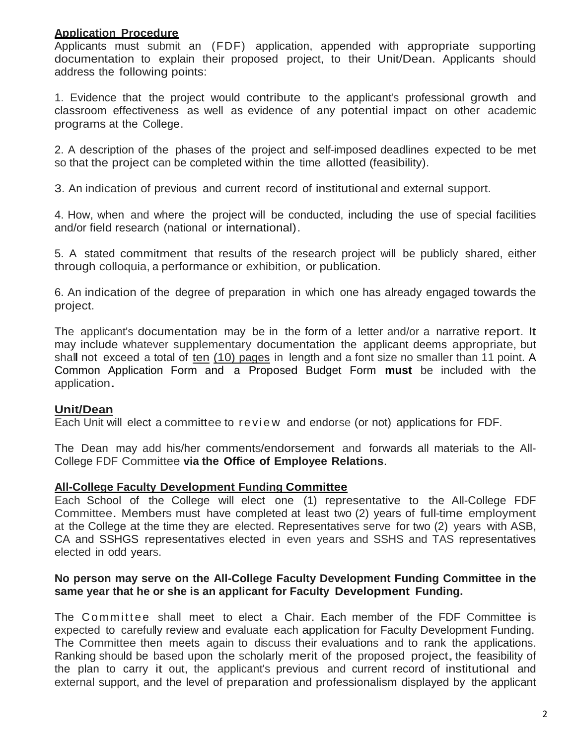## Application Procedure

Applicants must submit an (FDF) application, appended with appropriate supporting documentation to explain their proposed project, to their Unit/Dean. Applicants should address the following points:

1. Evidence that the project would contribute to the applicant's professional growth and classroom effectiveness as well as evidence of any potential impact on other academic programs at the College.

2. A description of the phases of the project and self-imposed deadlines expected to be met so that the project can be completed within the time allotted (feasibility).

3. An indication of previous and current record of institutional and external support.

4. How, when and where the project will be conducted, including the use of special facilities and/or field research (national or international).

5. A stated commitment that results of the research project will be publicly shared, either through colloquia, a performance or exhibition, or publication.

6. An indication of the degree of preparation in which one has already engaged towards the project.

The applicant's documentation may be in the form of a letter and/or a narrative report. It may include whatever supplementary documentation the applicant deems appropriate, but shall not exceed a total of ten (10) pages in length and a font size no smaller than 11 point. A Common Application Form and a Proposed Budget Form **must** be included with the application.

## Unit/Dean

Each Unit will elect a committee to review and endorse (or not) applications for FDF.

The Dean may add his/her comments/endorsement and forwards all materials to the All-College FDF Committee **via the Office of Employee Relations**.

## All-College Faculty Development Funding Committee

Each School of the College will elect one (1) representative to the All-College FDF Committee. Members must have completed at least two (2) years of full-time employment at the College at the time they are elected. Representatives serve for two (2) years with ASB, CA and SSHGS representatives elected in even years and SSHS and TAS representatives elected in odd years.

**No person may serve on the All-College Faculty Development Funding Committee in the same year that he or she is an applicant for Faculty Development Funding.**

The Committee shall meet to elect a Chair. Each member of the FDF Committee is expected to carefully review and evaluate each application for Faculty Development Funding. The Committee then meets again to discuss their evaluations and to rank the applications. Ranking should be based upon the scholarly merit of the proposed project, the feasibility of the plan to carry it out, the applicant's previous and current record of institutional and external support, and the level of preparation and professionalism displayed by the applicant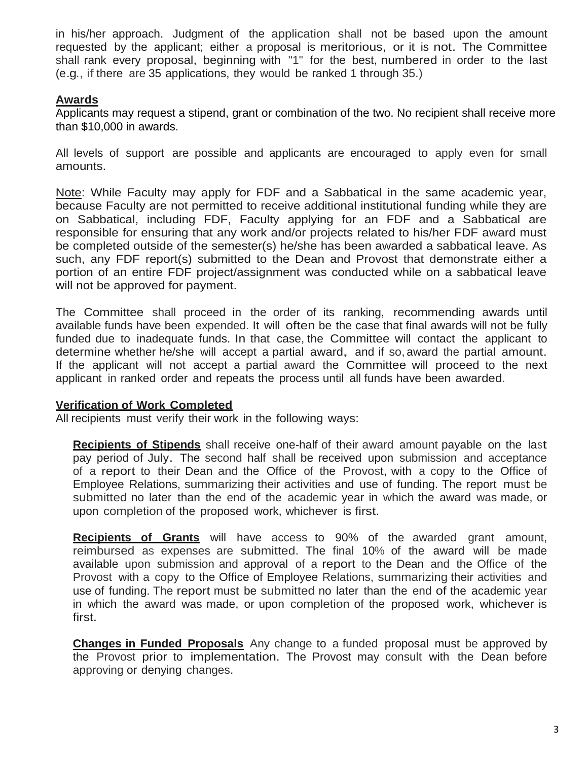in his/her approach. Judgment of the application shall not be based upon the amount requested by the applicant; either a proposal is meritorious, or it is not. The Committee shall rank every proposal, beginning with "1" for the best, numbered in order to the last (e.g., if there are 35 applications, they would be ranked 1 through 35.)

## Awards

Applicants may request a stipend, grant or combination of the two. No recipient shall receive more than $10,000 in awards.

All levels of support are possible and applicants are encouraged to apply even for small amounts.

Note: While Faculty may apply for FDF and a Sabbatical in the same academic year, because Faculty are not permitted to receive additional institutional funding while they are on Sabbatical, including FDF, Faculty applying for an FDF and a Sabbatical are responsible for ensuring that any work and/or projects related to his/her FDF award must be completed outside of the semester(s) he/she has been awarded a sabbatical leave. As such, any FDF report(s) submitted to the Dean and Provost that demonstrate either a portion of an entire FDF project/assignment was conducted while on a sabbatical leave will not be approved for payment.

The Committee shall proceed in the order of its ranking, recommending awards until available funds have been expended. It will often be the case that final awards will not be fully funded due to inadequate funds. In that case, the Committee will contact the applicant to determine whether he/she will accept a partial award, and if so, award the partial amount. If the applicant will not accept a partial award the Committee will proceed to the next applicant in ranked order and repeats the process until all funds have been awarded.

## Verification of Work Completed

All recipients must verify their work in the following ways:

**Recipients of Stipends** shall receive one-half of their award amount payable on the last pay period of July. The second half shall be received upon submission and acceptance of a report to their Dean and the Office of the Provost, with a copy to the Office of Employee Relations, summarizing their activities and use of funding. The report must be submitted no later than the end of the academic year in which the award was made, or upon completion of the proposed work, whichever is first.

**Recipients of Grants** will have access to 90% of the awarded grant amount, reimbursed as expenses are submitted. The final 10% of the award will be made available upon submission and approval of a report to the Dean and the Office of the Provost with a copy to the Office of Employee Relations, summarizing their activities and use of funding. The report must be submitted no later than the end of the academic year in which the award was made, or upon completion of the proposed work, whichever is first.

**Changes in Funded Proposals** Any change to a funded proposal must be approved by the Provost prior to implementation. The Provost may consult with the Dean before approving or denying changes.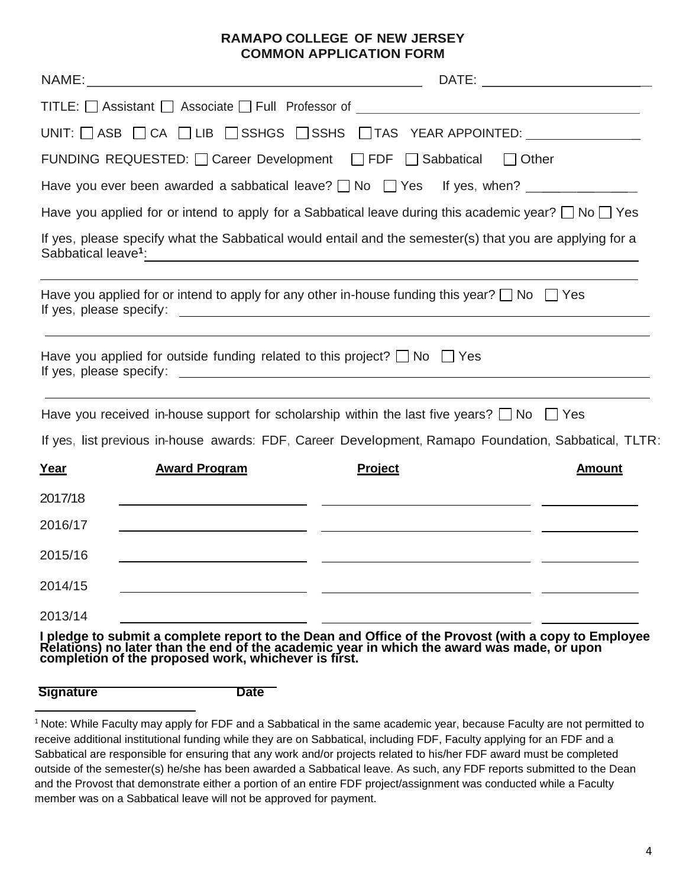**RAMAPO COLLEGE OF NEW JERSEY**
**COMMON APPLICATION FORM**

NAME: ____________________________________________ DATE: ______________________

TITLE: ☐ Assistant ☐ Associate ☐ Full Professor of ________________________________________

UNIT: ☐ ASB ☐ CA ☐ LIB ☐ SSHGS ☐ SSHS ☐ TAS YEAR APPOINTED: ________________

FUNDING REQUESTED: ☐ Career Development ☐ FDF ☐ Sabbatical ☐ Other

Have you ever been awarded a sabbatical leave? ☐ No ☐ Yes If yes, when? _______________

Have you applied for or intend to apply for a Sabbatical leave during this academic year? ☐ No ☐ Yes

If yes, please specify what the Sabbatical would entail and the semester(s) that you are applying for a Sabbatical leave[1]: ____________________________________________________________

____________________________________________________________________________________

Have you applied for or intend to apply for any other in-house funding this year? ☐ No ☐ Yes
If yes, please specify: ____________________________________________________________

____________________________________________________________________________________

Have you applied for outside funding related to this project? ☐ No ☐ Yes
If yes, please specify: ____________________________________________________________

____________________________________________________________________________________

Have you received in-house support for scholarship within the last five years? ☐ No ☐ Yes

If yes, list previous in-house awards: FDF, Career Development, Ramapo Foundation, Sabbatical, TLTR:

| Year | Award Program | Project | Amount |
|---|---|---|---|
| 2017/18 | | | |
| 2016/17 | | | |
| 2015/16 | | | |
| 2014/15 | | | |
| 2013/14 | | | |

**I pledge to submit a complete report to the Dean and Office of the Provost (with a copy to Employee Relations) no later than the end of the academic year in which the award was made, or upon completion of the proposed work, whichever is first.**

**Signature** ________________________ **Date**

[1] Note: While Faculty may apply for FDF and a Sabbatical in the same academic year, because Faculty are not permitted to receive additional institutional funding while they are on Sabbatical, including FDF, Faculty applying for an FDF and a Sabbatical are responsible for ensuring that any work and/or projects related to his/her FDF award must be completed outside of the semester(s) he/she has been awarded a Sabbatical leave. As such, any FDF reports submitted to the Dean and the Provost that demonstrate either a portion of an entire FDF project/assignment was conducted while a Faculty member was on a Sabbatical leave will not be approved for payment.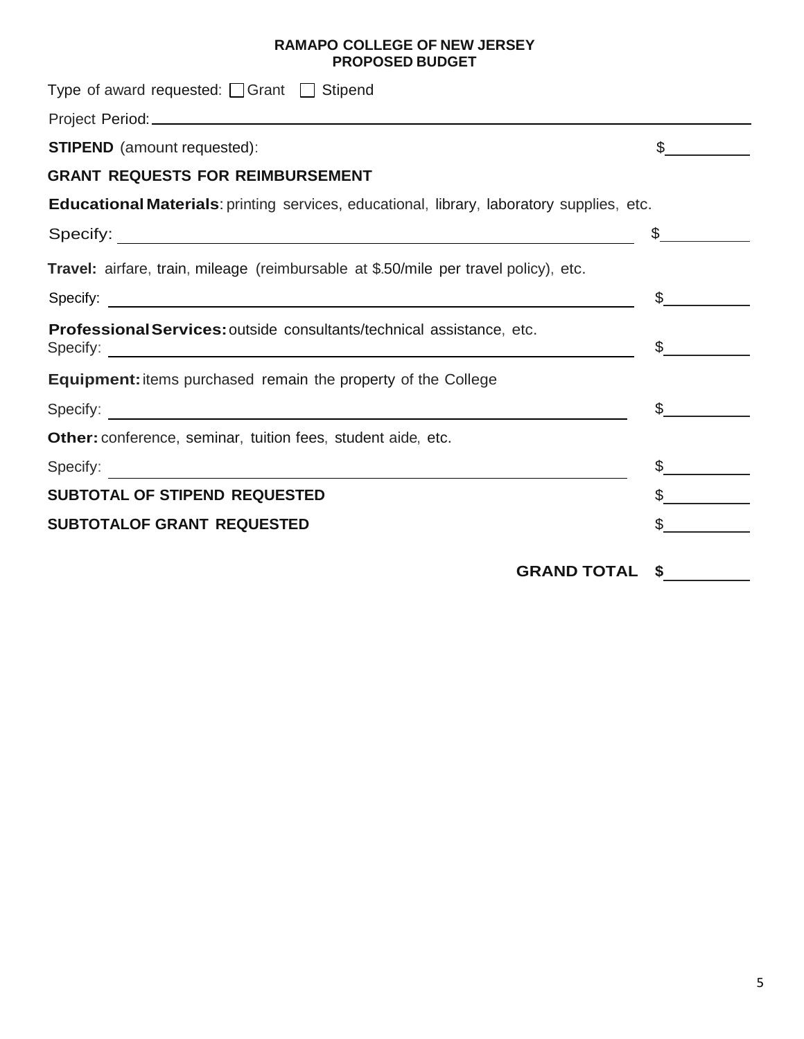# RAMAPO COLLEGE OF NEW JERSEY
## PROPOSED BUDGET

Type of award requested: ☐ Grant ☐ Stipend

Project Period: ____________________________________________

**STIPEND** (amount requested): $__________

**GRANT REQUESTS FOR REIMBURSEMENT**

**Educational Materials**: printing services, educational, library, laboratory supplies, etc.

Specify: ____________________________________________ $__________

**Travel:** airfare, train, mileage (reimbursable at $.50/mile per travel policy), etc.

Specify: ____________________________________________ $__________

**Professional Services:** outside consultants/technical assistance, etc.

Specify: ____________________________________________ $__________

**Equipment:** items purchased remain the property of the College

Specify: ____________________________________________ $__________

**Other:** conference, seminar, tuition fees, student aide, etc.

Specify: ____________________________________________ $__________

**SUBTOTAL OF STIPEND REQUESTED** $__________

**SUBTOTALOF GRANT REQUESTED** $__________

**GRAND TOTAL $__________**